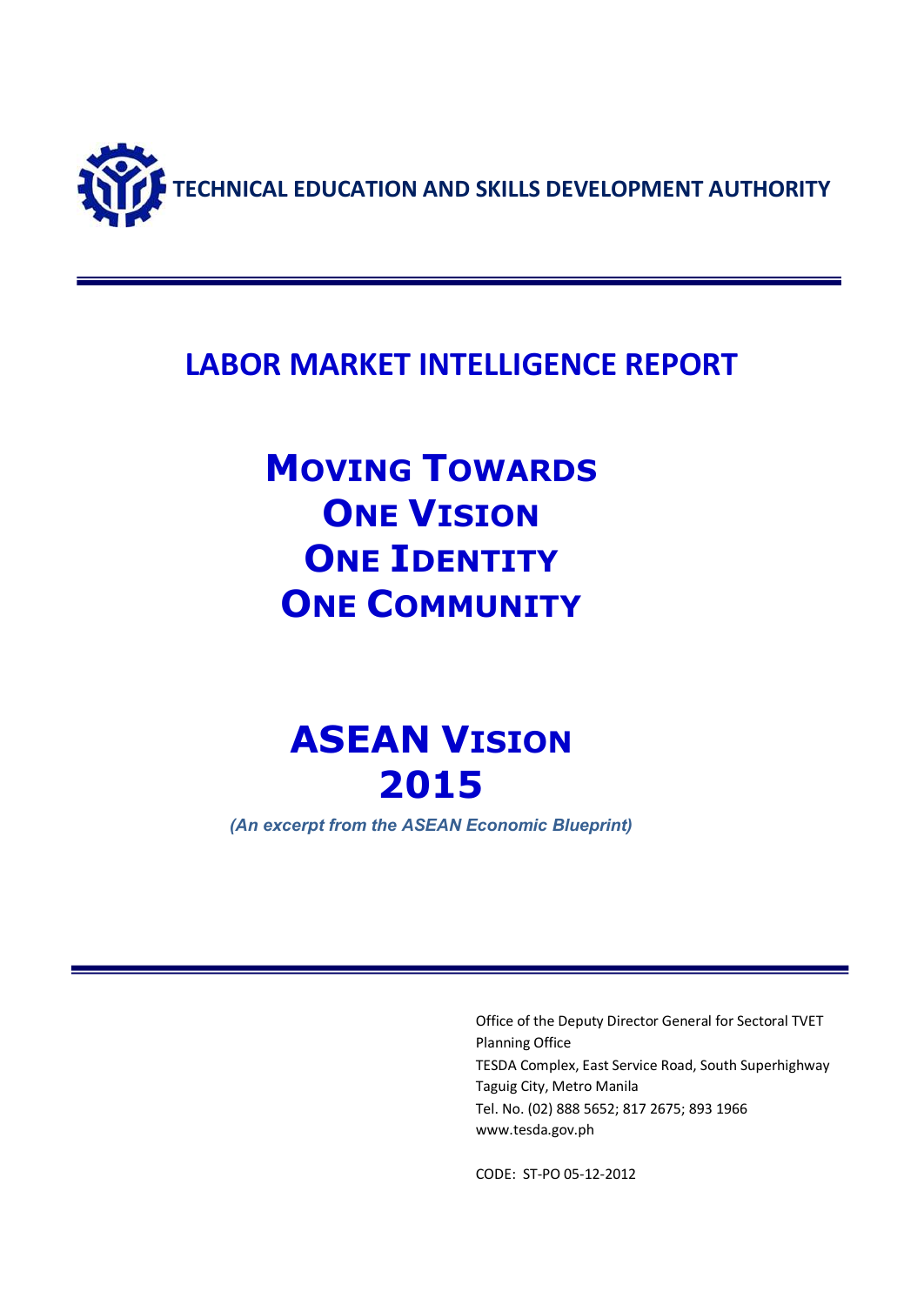**TECHNICAL EDUCATION AND SKILLS DEVELOPMENT AUTHORITY**

# LABOR MARKET INTELLIGENCE REPORT

## MOVING TOWARDS ONE VISION ONE IDENTITY ONE COMMUNITY

## ASEAN VISION 2015

*(An excerpt from the ASEAN Economic Blueprint)*

Office of the Deputy Director General for Sectoral TVET
Planning Office
TESDA Complex, East Service Road, South Superhighway
Taguig City, Metro Manila
Tel. No. (02) 888 5652; 817 2675; 893 1966
www.tesda.gov.ph

CODE: ST-PO 05-12-2012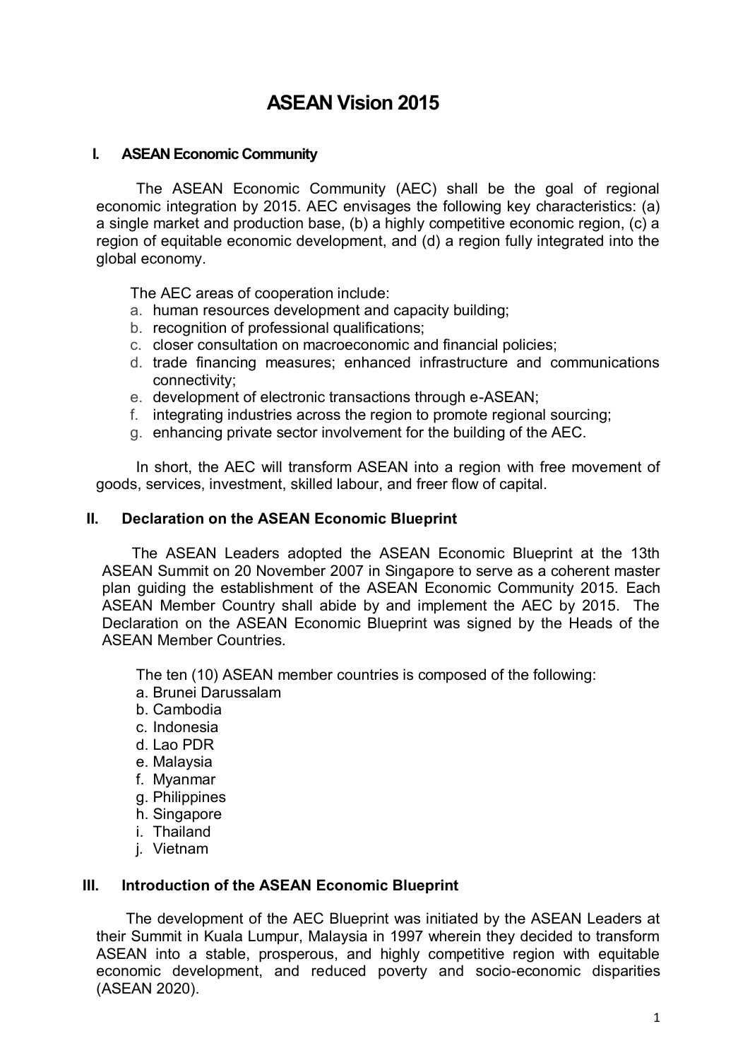# ASEAN Vision 2015

## I. ASEAN Economic Community

The ASEAN Economic Community (AEC) shall be the goal of regional economic integration by 2015. AEC envisages the following key characteristics: (a) a single market and production base, (b) a highly competitive economic region, (c) a region of equitable economic development, and (d) a region fully integrated into the global economy.

The AEC areas of cooperation include:

a. human resources development and capacity building;
b. recognition of professional qualifications;
c. closer consultation on macroeconomic and financial policies;
d. trade financing measures; enhanced infrastructure and communications connectivity;
e. development of electronic transactions through e-ASEAN;
f. integrating industries across the region to promote regional sourcing;
g. enhancing private sector involvement for the building of the AEC.

In short, the AEC will transform ASEAN into a region with free movement of goods, services, investment, skilled labour, and freer flow of capital.

## II. Declaration on the ASEAN Economic Blueprint

The ASEAN Leaders adopted the ASEAN Economic Blueprint at the 13th ASEAN Summit on 20 November 2007 in Singapore to serve as a coherent master plan guiding the establishment of the ASEAN Economic Community 2015. Each ASEAN Member Country shall abide by and implement the AEC by 2015. The Declaration on the ASEAN Economic Blueprint was signed by the Heads of the ASEAN Member Countries.

The ten (10) ASEAN member countries is composed of the following:

a. Brunei Darussalam
b. Cambodia
c. Indonesia
d. Lao PDR
e. Malaysia
f. Myanmar
g. Philippines
h. Singapore
i. Thailand
j. Vietnam

## III. Introduction of the ASEAN Economic Blueprint

The development of the AEC Blueprint was initiated by the ASEAN Leaders at their Summit in Kuala Lumpur, Malaysia in 1997 wherein they decided to transform ASEAN into a stable, prosperous, and highly competitive region with equitable economic development, and reduced poverty and socio-economic disparities (ASEAN 2020).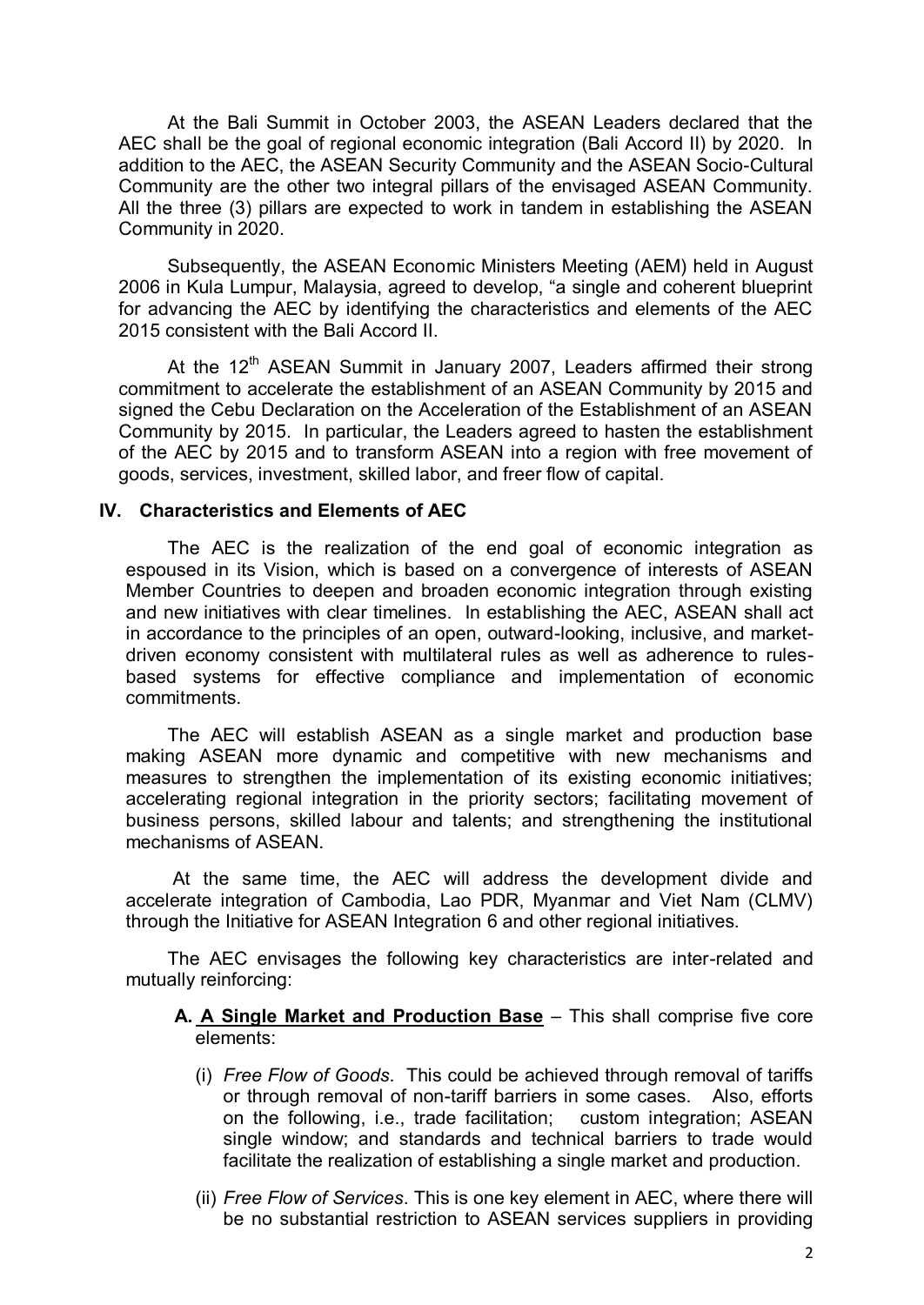At the Bali Summit in October 2003, the ASEAN Leaders declared that the AEC shall be the goal of regional economic integration (Bali Accord II) by 2020. In addition to the AEC, the ASEAN Security Community and the ASEAN Socio-Cultural Community are the other two integral pillars of the envisaged ASEAN Community. All the three (3) pillars are expected to work in tandem in establishing the ASEAN Community in 2020.

Subsequently, the ASEAN Economic Ministers Meeting (AEM) held in August 2006 in Kula Lumpur, Malaysia, agreed to develop, "a single and coherent blueprint for advancing the AEC by identifying the characteristics and elements of the AEC 2015 consistent with the Bali Accord II.

At the 12th ASEAN Summit in January 2007, Leaders affirmed their strong commitment to accelerate the establishment of an ASEAN Community by 2015 and signed the Cebu Declaration on the Acceleration of the Establishment of an ASEAN Community by 2015. In particular, the Leaders agreed to hasten the establishment of the AEC by 2015 and to transform ASEAN into a region with free movement of goods, services, investment, skilled labor, and freer flow of capital.

## IV. Characteristics and Elements of AEC

The AEC is the realization of the end goal of economic integration as espoused in its Vision, which is based on a convergence of interests of ASEAN Member Countries to deepen and broaden economic integration through existing and new initiatives with clear timelines. In establishing the AEC, ASEAN shall act in accordance to the principles of an open, outward-looking, inclusive, and market-driven economy consistent with multilateral rules as well as adherence to rules-based systems for effective compliance and implementation of economic commitments.

The AEC will establish ASEAN as a single market and production base making ASEAN more dynamic and competitive with new mechanisms and measures to strengthen the implementation of its existing economic initiatives; accelerating regional integration in the priority sectors; facilitating movement of business persons, skilled labour and talents; and strengthening the institutional mechanisms of ASEAN.

At the same time, the AEC will address the development divide and accelerate integration of Cambodia, Lao PDR, Myanmar and Viet Nam (CLMV) through the Initiative for ASEAN Integration 6 and other regional initiatives.

The AEC envisages the following key characteristics are inter-related and mutually reinforcing:

**A. <u>A Single Market and Production Base</u>** – This shall comprise five core elements:

(i) *Free Flow of Goods*. This could be achieved through removal of tariffs or through removal of non-tariff barriers in some cases. Also, efforts on the following, i.e., trade facilitation; custom integration; ASEAN single window; and standards and technical barriers to trade would facilitate the realization of establishing a single market and production.

(ii) *Free Flow of Services*. This is one key element in AEC, where there will be no substantial restriction to ASEAN services suppliers in providing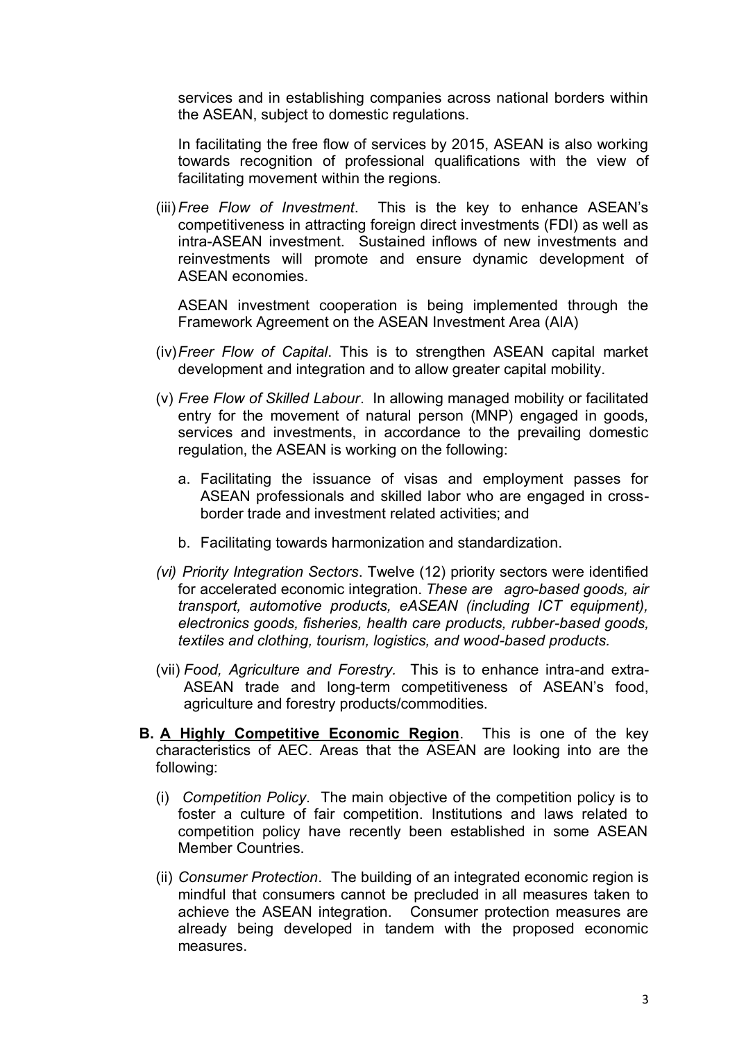services and in establishing companies across national borders within the ASEAN, subject to domestic regulations.

In facilitating the free flow of services by 2015, ASEAN is also working towards recognition of professional qualifications with the view of facilitating movement within the regions.

(iii) *Free Flow of Investment*. This is the key to enhance ASEAN's competitiveness in attracting foreign direct investments (FDI) as well as intra-ASEAN investment. Sustained inflows of new investments and reinvestments will promote and ensure dynamic development of ASEAN economies.

ASEAN investment cooperation is being implemented through the Framework Agreement on the ASEAN Investment Area (AIA)

(iv) *Freer Flow of Capital*. This is to strengthen ASEAN capital market development and integration and to allow greater capital mobility.

(v) *Free Flow of Skilled Labour*. In allowing managed mobility or facilitated entry for the movement of natural person (MNP) engaged in goods, services and investments, in accordance to the prevailing domestic regulation, the ASEAN is working on the following:

a. Facilitating the issuance of visas and employment passes for ASEAN professionals and skilled labor who are engaged in cross-border trade and investment related activities; and

b. Facilitating towards harmonization and standardization.

*(vi) Priority Integration Sectors*. Twelve (12) priority sectors were identified for accelerated economic integration. *These are agro-based goods, air transport, automotive products, eASEAN (including ICT equipment), electronics goods, fisheries, health care products, rubber-based goods, textiles and clothing, tourism, logistics, and wood-based products.*

(vii) *Food, Agriculture and Forestry.* This is to enhance intra-and extra-ASEAN trade and long-term competitiveness of ASEAN's food, agriculture and forestry products/commodities.

**B. <u>A Highly Competitive Economic Region</u>**. This is one of the key characteristics of AEC. Areas that the ASEAN are looking into are the following:

(i) *Competition Policy*. The main objective of the competition policy is to foster a culture of fair competition. Institutions and laws related to competition policy have recently been established in some ASEAN Member Countries.

(ii) *Consumer Protection*. The building of an integrated economic region is mindful that consumers cannot be precluded in all measures taken to achieve the ASEAN integration. Consumer protection measures are already being developed in tandem with the proposed economic measures.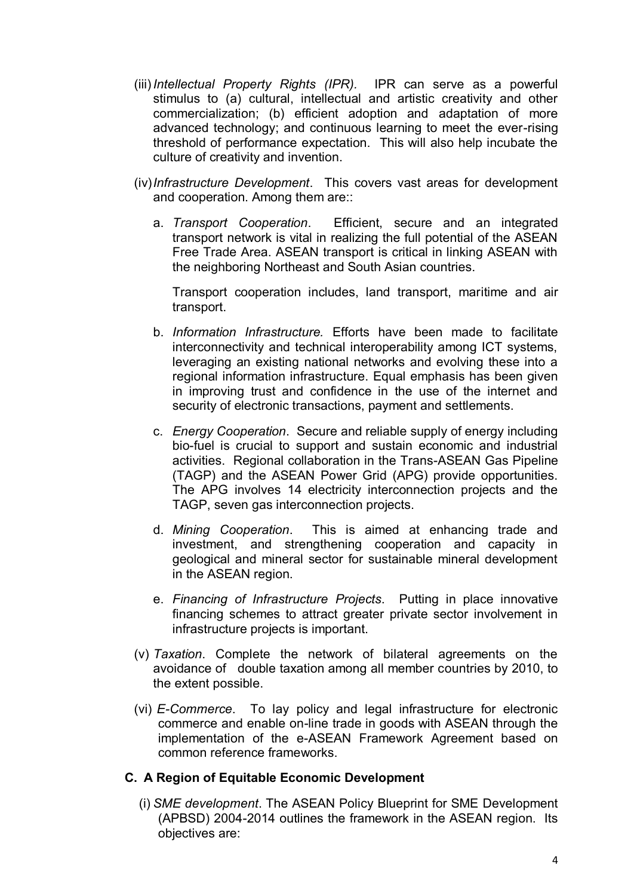(iii) *Intellectual Property Rights (IPR).* IPR can serve as a powerful stimulus to (a) cultural, intellectual and artistic creativity and other commercialization; (b) efficient adoption and adaptation of more advanced technology; and continuous learning to meet the ever-rising threshold of performance expectation. This will also help incubate the culture of creativity and invention.

(iv) *Infrastructure Development*. This covers vast areas for development and cooperation. Among them are::

a. *Transport Cooperation*. Efficient, secure and an integrated transport network is vital in realizing the full potential of the ASEAN Free Trade Area. ASEAN transport is critical in linking ASEAN with the neighboring Northeast and South Asian countries.

   Transport cooperation includes, land transport, maritime and air transport.

b. *Information Infrastructure*. Efforts have been made to facilitate interconnectivity and technical interoperability among ICT systems, leveraging an existing national networks and evolving these into a regional information infrastructure. Equal emphasis has been given in improving trust and confidence in the use of the internet and security of electronic transactions, payment and settlements.

c. *Energy Cooperation*. Secure and reliable supply of energy including bio-fuel is crucial to support and sustain economic and industrial activities. Regional collaboration in the Trans-ASEAN Gas Pipeline (TAGP) and the ASEAN Power Grid (APG) provide opportunities. The APG involves 14 electricity interconnection projects and the TAGP, seven gas interconnection projects.

d. *Mining Cooperation*. This is aimed at enhancing trade and investment, and strengthening cooperation and capacity in geological and mineral sector for sustainable mineral development in the ASEAN region.

e. *Financing of Infrastructure Projects*. Putting in place innovative financing schemes to attract greater private sector involvement in infrastructure projects is important.

(v) *Taxation*. Complete the network of bilateral agreements on the avoidance of double taxation among all member countries by 2010, to the extent possible.

(vi) *E-Commerce*. To lay policy and legal infrastructure for electronic commerce and enable on-line trade in goods with ASEAN through the implementation of the e-ASEAN Framework Agreement based on common reference frameworks.

**C. A Region of Equitable Economic Development**

(i) *SME development*. The ASEAN Policy Blueprint for SME Development (APBSD) 2004-2014 outlines the framework in the ASEAN region. Its objectives are: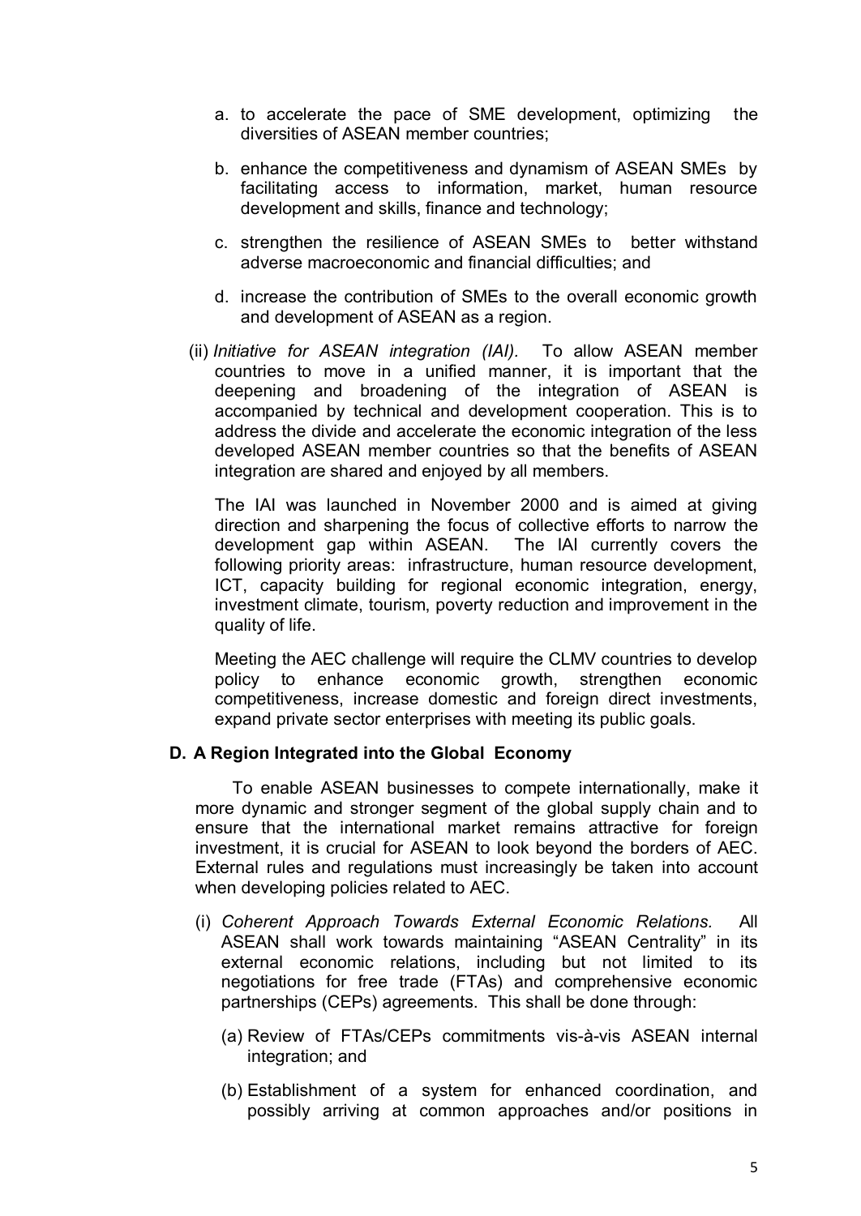a. to accelerate the pace of SME development, optimizing the diversities of ASEAN member countries;

b. enhance the competitiveness and dynamism of ASEAN SMEs by facilitating access to information, market, human resource development and skills, finance and technology;

c. strengthen the resilience of ASEAN SMEs to better withstand adverse macroeconomic and financial difficulties; and

d. increase the contribution of SMEs to the overall economic growth and development of ASEAN as a region.

(ii) *Initiative for ASEAN integration (IAI).* To allow ASEAN member countries to move in a unified manner, it is important that the deepening and broadening of the integration of ASEAN is accompanied by technical and development cooperation. This is to address the divide and accelerate the economic integration of the less developed ASEAN member countries so that the benefits of ASEAN integration are shared and enjoyed by all members.

The IAI was launched in November 2000 and is aimed at giving direction and sharpening the focus of collective efforts to narrow the development gap within ASEAN. The IAI currently covers the following priority areas: infrastructure, human resource development, ICT, capacity building for regional economic integration, energy, investment climate, tourism, poverty reduction and improvement in the quality of life.

Meeting the AEC challenge will require the CLMV countries to develop policy to enhance economic growth, strengthen economic competitiveness, increase domestic and foreign direct investments, expand private sector enterprises with meeting its public goals.

### D. A Region Integrated into the Global Economy

To enable ASEAN businesses to compete internationally, make it more dynamic and stronger segment of the global supply chain and to ensure that the international market remains attractive for foreign investment, it is crucial for ASEAN to look beyond the borders of AEC. External rules and regulations must increasingly be taken into account when developing policies related to AEC.

(i) *Coherent Approach Towards External Economic Relations.* All ASEAN shall work towards maintaining "ASEAN Centrality" in its external economic relations, including but not limited to its negotiations for free trade (FTAs) and comprehensive economic partnerships (CEPs) agreements. This shall be done through:

(a) Review of FTAs/CEPs commitments vis-à-vis ASEAN internal integration; and

(b) Establishment of a system for enhanced coordination, and possibly arriving at common approaches and/or positions in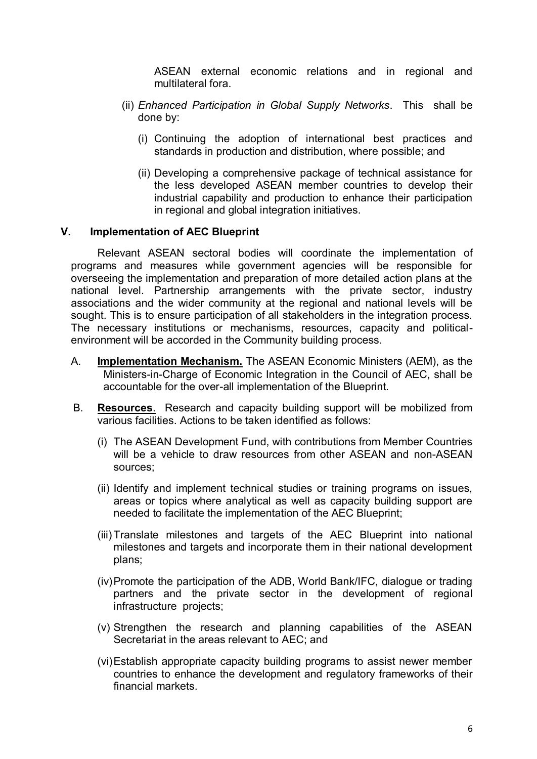ASEAN external economic relations and in regional and multilateral fora.

(ii) *Enhanced Participation in Global Supply Networks*. This shall be done by:

(i) Continuing the adoption of international best practices and standards in production and distribution, where possible; and

(ii) Developing a comprehensive package of technical assistance for the less developed ASEAN member countries to develop their industrial capability and production to enhance their participation in regional and global integration initiatives.

## V. Implementation of AEC Blueprint

Relevant ASEAN sectoral bodies will coordinate the implementation of programs and measures while government agencies will be responsible for overseeing the implementation and preparation of more detailed action plans at the national level. Partnership arrangements with the private sector, industry associations and the wider community at the regional and national levels will be sought. This is to ensure participation of all stakeholders in the integration process. The necessary institutions or mechanisms, resources, capacity and political-environment will be accorded in the Community building process.

A. **Implementation Mechanism.** The ASEAN Economic Ministers (AEM), as the Ministers-in-Charge of Economic Integration in the Council of AEC, shall be accountable for the over-all implementation of the Blueprint.

B. **Resources**. Research and capacity building support will be mobilized from various facilities. Actions to be taken identified as follows:

(i) The ASEAN Development Fund, with contributions from Member Countries will be a vehicle to draw resources from other ASEAN and non-ASEAN sources;

(ii) Identify and implement technical studies or training programs on issues, areas or topics where analytical as well as capacity building support are needed to facilitate the implementation of the AEC Blueprint;

(iii) Translate milestones and targets of the AEC Blueprint into national milestones and targets and incorporate them in their national development plans;

(iv) Promote the participation of the ADB, World Bank/IFC, dialogue or trading partners and the private sector in the development of regional infrastructure projects;

(v) Strengthen the research and planning capabilities of the ASEAN Secretariat in the areas relevant to AEC; and

(vi) Establish appropriate capacity building programs to assist newer member countries to enhance the development and regulatory frameworks of their financial markets.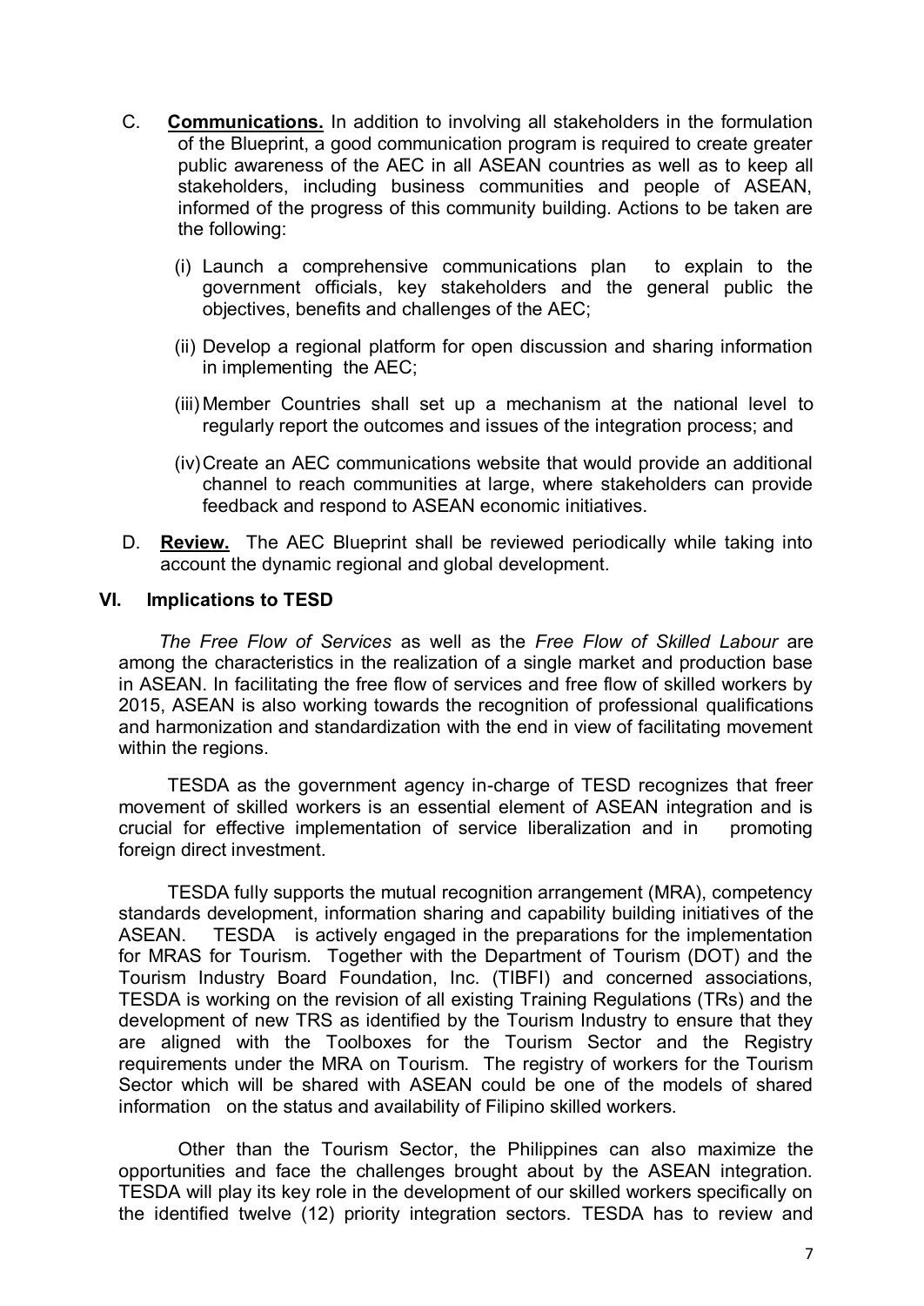C. **Communications.** In addition to involving all stakeholders in the formulation of the Blueprint, a good communication program is required to create greater public awareness of the AEC in all ASEAN countries as well as to keep all stakeholders, including business communities and people of ASEAN, informed of the progress of this community building. Actions to be taken are the following:

(i) Launch a comprehensive communications plan to explain to the government officials, key stakeholders and the general public the objectives, benefits and challenges of the AEC;

(ii) Develop a regional platform for open discussion and sharing information in implementing the AEC;

(iii) Member Countries shall set up a mechanism at the national level to regularly report the outcomes and issues of the integration process; and

(iv) Create an AEC communications website that would provide an additional channel to reach communities at large, where stakeholders can provide feedback and respond to ASEAN economic initiatives.

D. **Review.** The AEC Blueprint shall be reviewed periodically while taking into account the dynamic regional and global development.

## VI. Implications to TESD

*The Free Flow of Services* as well as the *Free Flow of Skilled Labour* are among the characteristics in the realization of a single market and production base in ASEAN. In facilitating the free flow of services and free flow of skilled workers by 2015, ASEAN is also working towards the recognition of professional qualifications and harmonization and standardization with the end in view of facilitating movement within the regions.

TESDA as the government agency in-charge of TESD recognizes that freer movement of skilled workers is an essential element of ASEAN integration and is crucial for effective implementation of service liberalization and in promoting foreign direct investment.

TESDA fully supports the mutual recognition arrangement (MRA), competency standards development, information sharing and capability building initiatives of the ASEAN. TESDA is actively engaged in the preparations for the implementation for MRAS for Tourism. Together with the Department of Tourism (DOT) and the Tourism Industry Board Foundation, Inc. (TIBFI) and concerned associations, TESDA is working on the revision of all existing Training Regulations (TRs) and the development of new TRS as identified by the Tourism Industry to ensure that they are aligned with the Toolboxes for the Tourism Sector and the Registry requirements under the MRA on Tourism. The registry of workers for the Tourism Sector which will be shared with ASEAN could be one of the models of shared information on the status and availability of Filipino skilled workers.

Other than the Tourism Sector, the Philippines can also maximize the opportunities and face the challenges brought about by the ASEAN integration. TESDA will play its key role in the development of our skilled workers specifically on the identified twelve (12) priority integration sectors. TESDA has to review and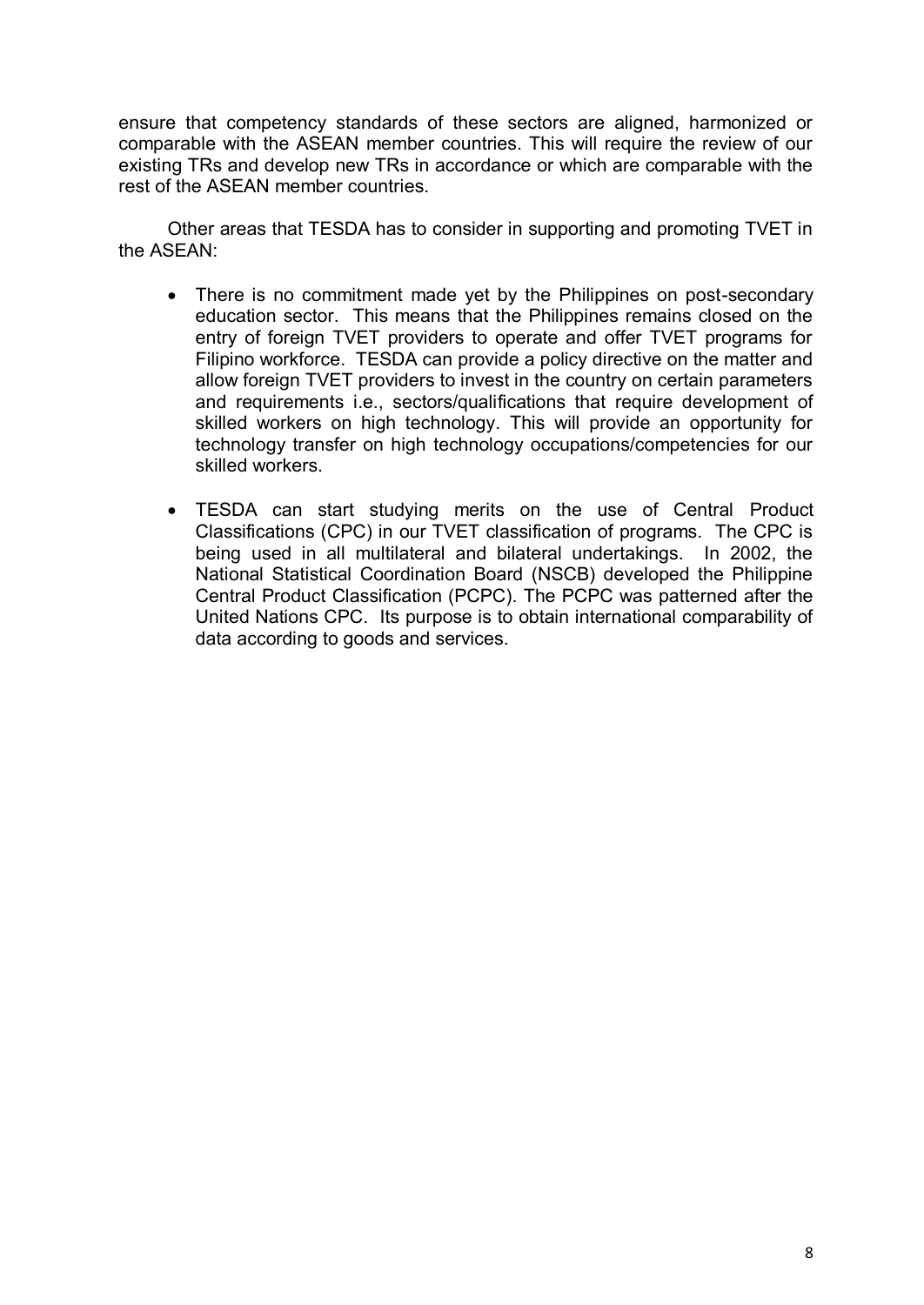ensure that competency standards of these sectors are aligned, harmonized or comparable with the ASEAN member countries. This will require the review of our existing TRs and develop new TRs in accordance or which are comparable with the rest of the ASEAN member countries.

Other areas that TESDA has to consider in supporting and promoting TVET in the ASEAN:

- There is no commitment made yet by the Philippines on post-secondary education sector. This means that the Philippines remains closed on the entry of foreign TVET providers to operate and offer TVET programs for Filipino workforce. TESDA can provide a policy directive on the matter and allow foreign TVET providers to invest in the country on certain parameters and requirements i.e., sectors/qualifications that require development of skilled workers on high technology. This will provide an opportunity for technology transfer on high technology occupations/competencies for our skilled workers.

- TESDA can start studying merits on the use of Central Product Classifications (CPC) in our TVET classification of programs. The CPC is being used in all multilateral and bilateral undertakings. In 2002, the National Statistical Coordination Board (NSCB) developed the Philippine Central Product Classification (PCPC). The PCPC was patterned after the United Nations CPC. Its purpose is to obtain international comparability of data according to goods and services.